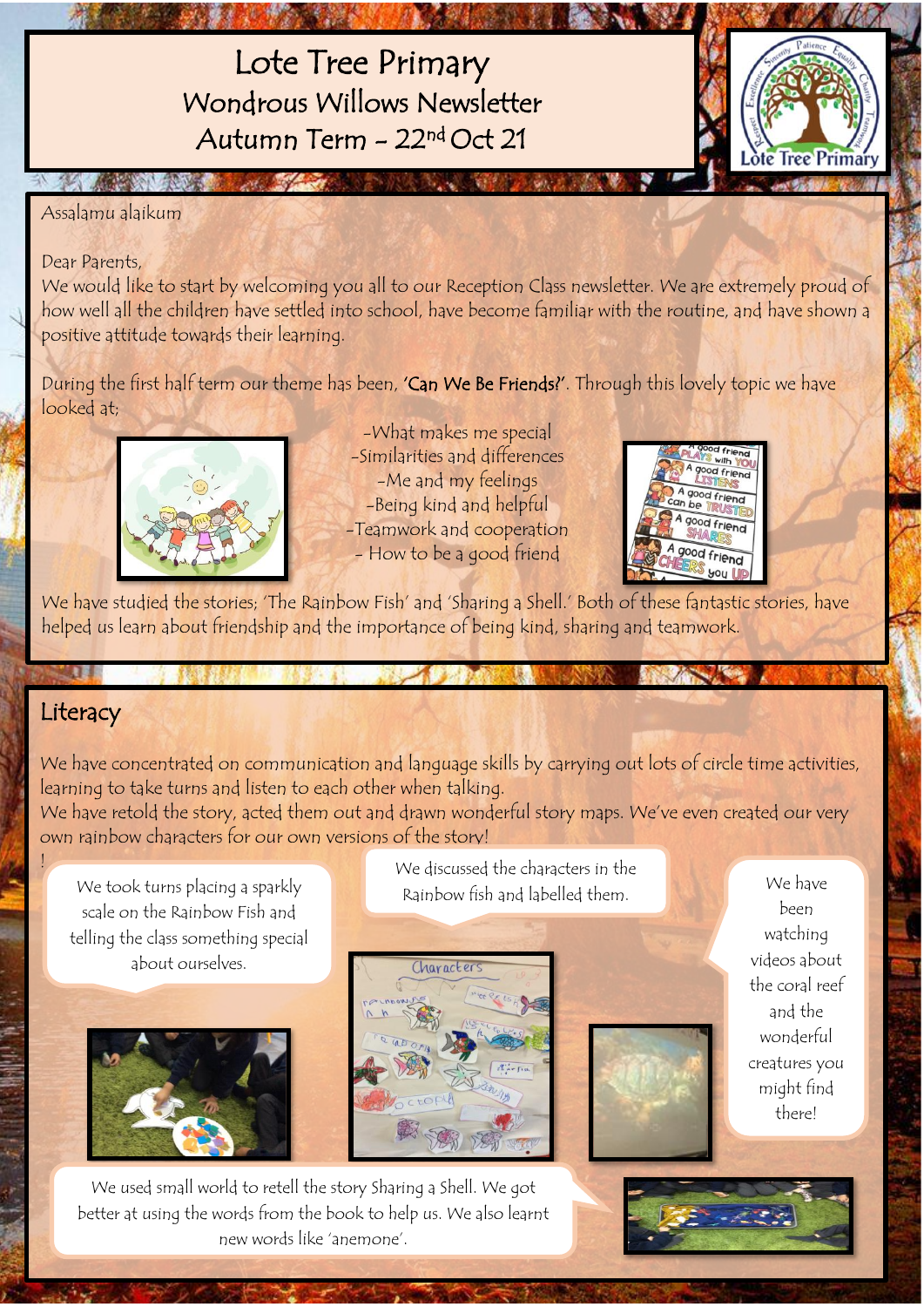# Lote Tree Primary
## Wondrous Willows Newsletter
## Autumn Term – 22nd Oct 21

Assalamu alaikum

Dear Parents,

We would like to start by welcoming you all to our Reception Class newsletter. We are extremely proud of how well all the children have settled into school, have become familiar with the routine, and have shown a positive attitude towards their learning.

During the first half term our theme has been, **'Can We Be Friends?'**. Through this lovely topic we have looked at;

- What makes me special
- Similarities and differences
- Me and my feelings
- Being kind and helpful
- Teamwork and cooperation
- How to be a good friend

We have studied the stories; 'The Rainbow Fish' and 'Sharing a Shell.' Both of these fantastic stories, have helped us learn about friendship and the importance of being kind, sharing and teamwork.

## Literacy

We have concentrated on communication and language skills by carrying out lots of circle time activities, learning to take turns and listen to each other when talking.

We have retold the story, acted them out and drawn wonderful story maps. We've even created our very own rainbow characters for our own versions of the story!

We took turns placing a sparkly scale on the Rainbow Fish and telling the class something special about ourselves.

We discussed the characters in the Rainbow fish and labelled them.

We have been watching videos about the coral reef and the wonderful creatures you might find there!

We used small world to retell the story Sharing a Shell. We got better at using the words from the book to help us. We also learnt new words like 'anemone'.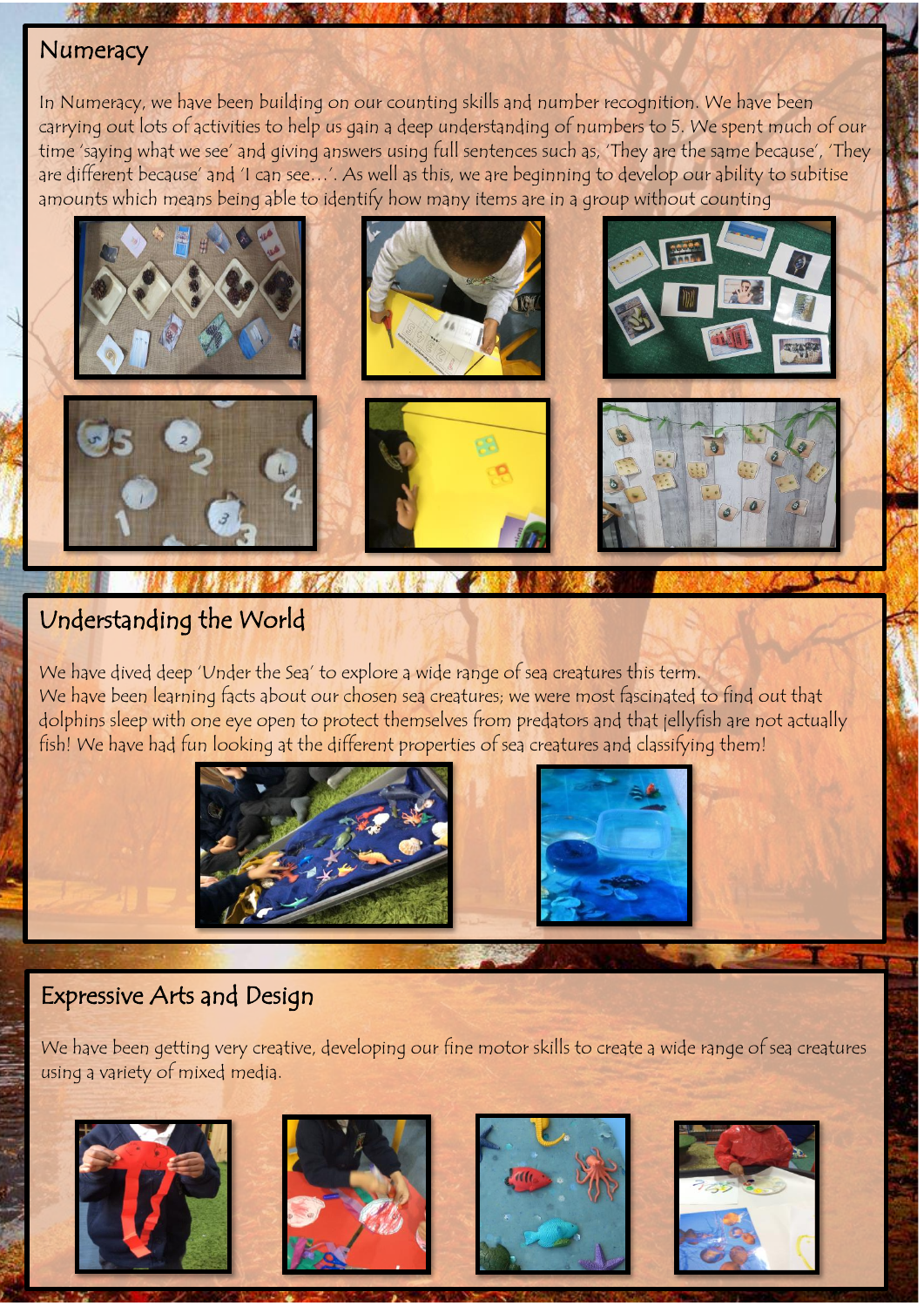## Numeracy

In Numeracy, we have been building on our counting skills and number recognition. We have been carrying out lots of activities to help us gain a deep understanding of numbers to 5. We spent much of our time 'saying what we see' and giving answers using full sentences such as, 'They are the same because', 'They are different because' and 'I can see…'. As well as this, we are beginning to develop our ability to subitise amounts which means being able to identify how many items are in a group without counting

## Understanding the World

We have dived deep 'Under the Sea' to explore a wide range of sea creatures this term.
We have been learning facts about our chosen sea creatures; we were most fascinated to find out that dolphins sleep with one eye open to protect themselves from predators and that jellyfish are not actually fish! We have had fun looking at the different properties of sea creatures and classifying them!

## Expressive Arts and Design

We have been getting very creative, developing our fine motor skills to create a wide range of sea creatures using a variety of mixed media.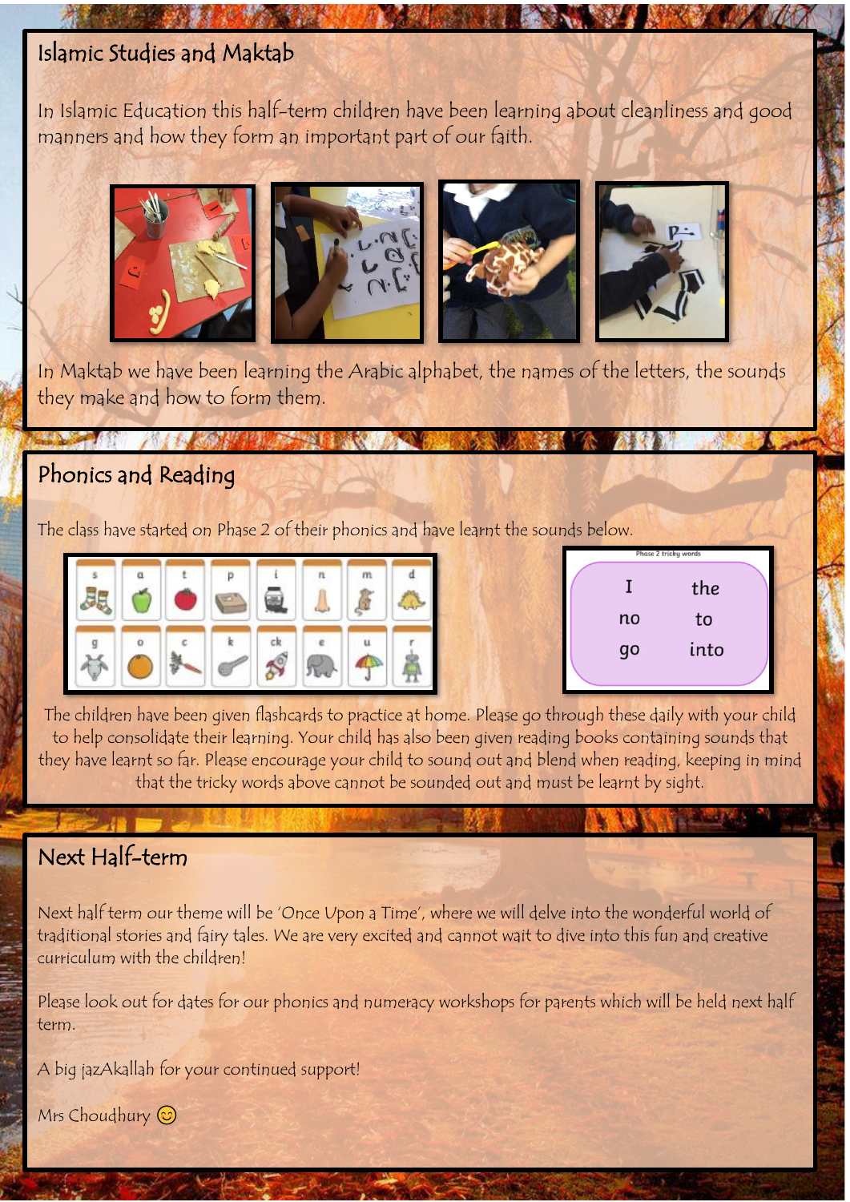## Islamic Studies and Maktab

In Islamic Education this half-term children have been learning about cleanliness and good manners and how they form an important part of our faith.

In Maktab we have been learning the Arabic alphabet, the names of the letters, the sounds they make and how to form them.

## Phonics and Reading

The class have started on Phase 2 of their phonics and have learnt the sounds below.

s a t p i n m d
g o c k ck e u r

Phase 2 tricky words

| | |
|---|---|
| I | the |
| no | to |
| go | into |

The children have been given flashcards to practice at home. Please go through these daily with your child to help consolidate their learning. Your child has also been given reading books containing sounds that they have learnt so far. Please encourage your child to sound out and blend when reading, keeping in mind that the tricky words above cannot be sounded out and must be learnt by sight.

## Next Half-term

Next half term our theme will be 'Once Upon a Time', where we will delve into the wonderful world of traditional stories and fairy tales. We are very excited and cannot wait to dive into this fun and creative curriculum with the children!

Please look out for dates for our phonics and numeracy workshops for parents which will be held next half term.

A big jazAkallah for your continued support!

Mrs Choudhury 😊